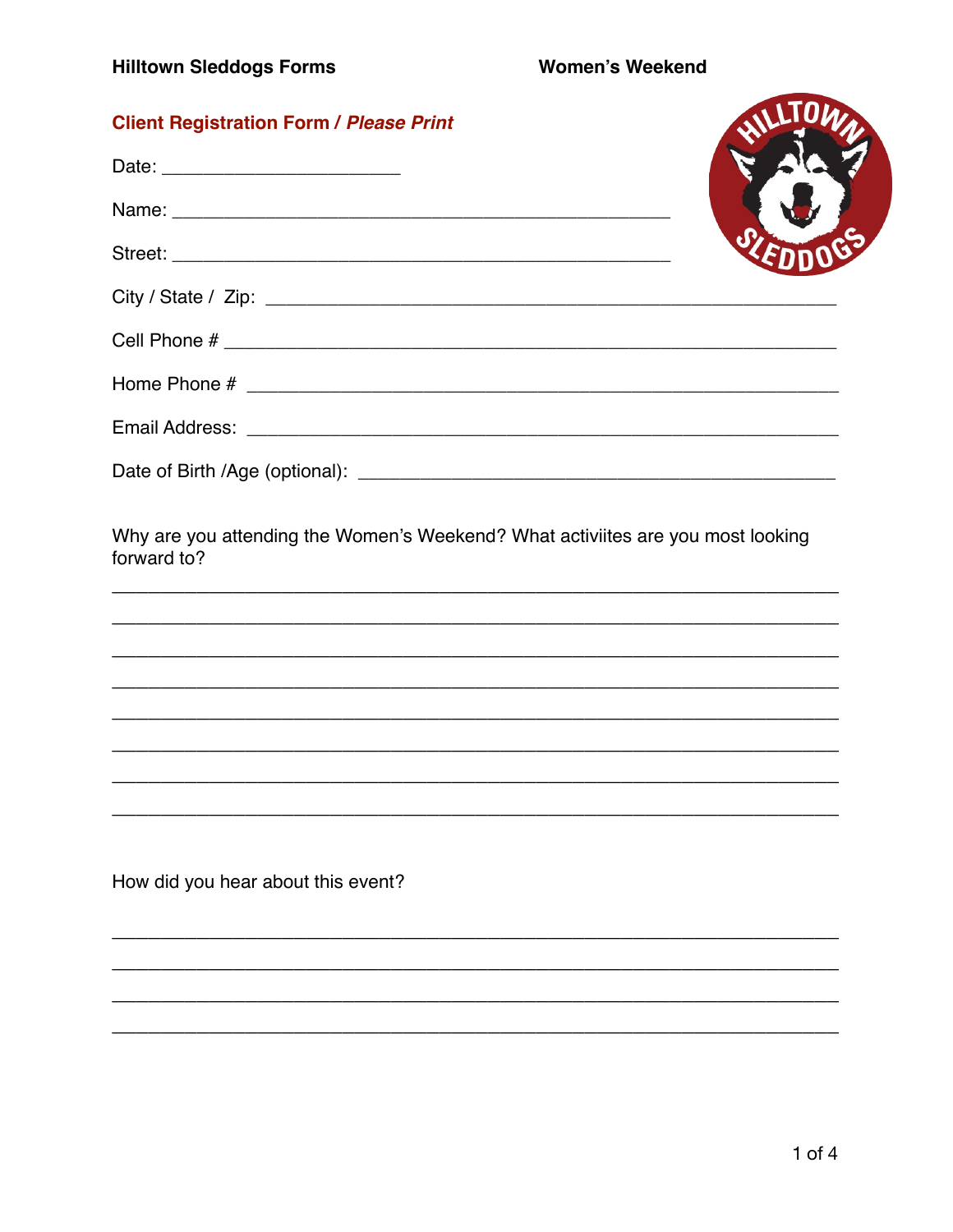**Hilltown Sleddogs Forms** **Women's Weekend**

## Client Registration Form / *Please Print*

Date: ______________________

Name: ______________________________________________

Street: ______________________________________________

City / State / Zip: ______________________________________________

Cell Phone # ______________________________________________

Home Phone # ______________________________________________

Email Address: ______________________________________________

Date of Birth /Age (optional): ______________________________________________

Why are you attending the Women's Weekend? What activiites are you most looking forward to?

______________________________________________________________________

______________________________________________________________________

______________________________________________________________________

______________________________________________________________________

______________________________________________________________________

______________________________________________________________________

______________________________________________________________________

______________________________________________________________________

How did you hear about this event?

______________________________________________________________________

______________________________________________________________________

______________________________________________________________________

______________________________________________________________________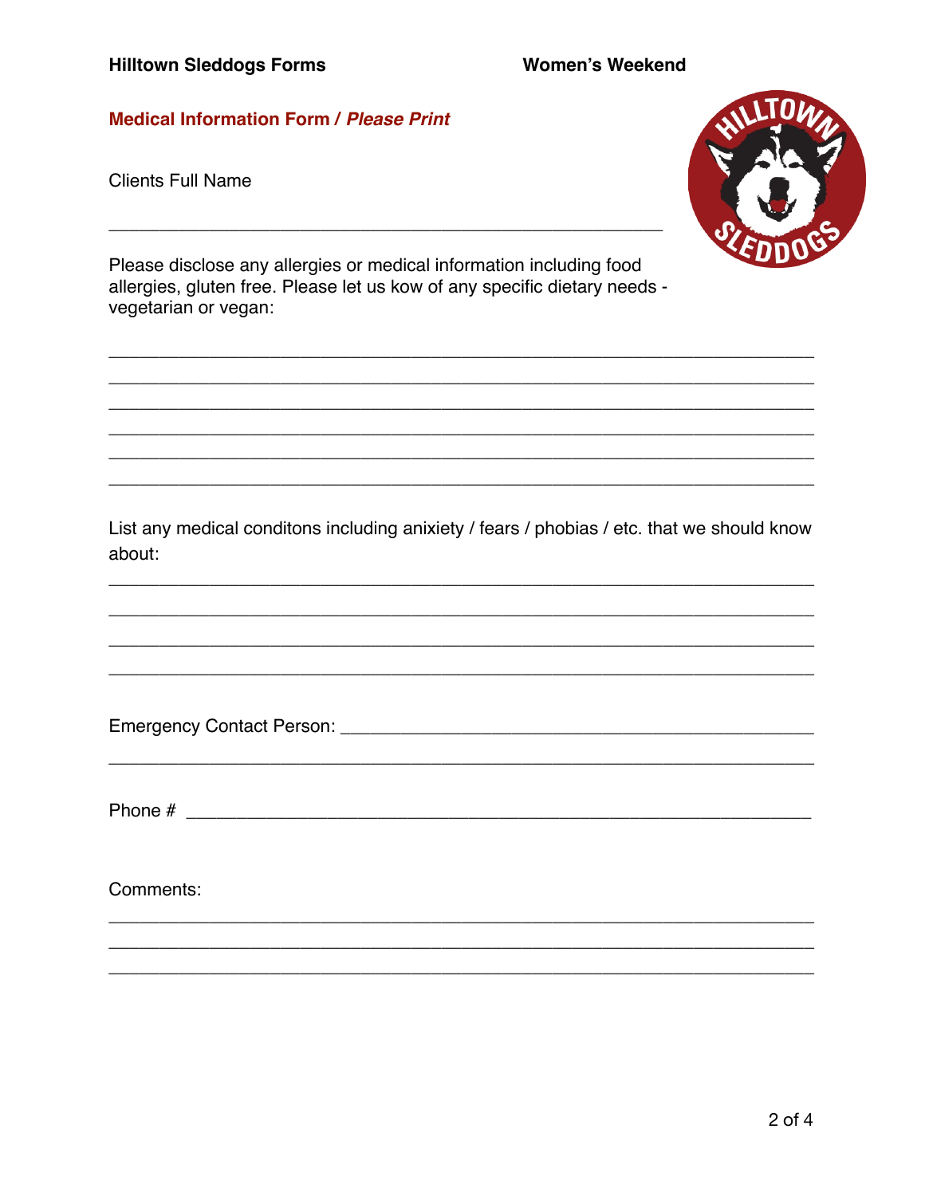Hilltown Sleddogs Forms — Women's Weekend

## Medical Information Form / *Please Print*

Clients Full Name

______________________________________________________

Please disclose any allergies or medical information including food allergies, gluten free. Please let us kow of any specific dietary needs - vegetarian or vegan:

______________________________________________________

______________________________________________________

______________________________________________________

______________________________________________________

______________________________________________________

______________________________________________________

List any medical conditons including anixiety / fears / phobias / etc. that we should know about:

______________________________________________________

______________________________________________________

______________________________________________________

______________________________________________________

Emergency Contact Person: ______________________________________

______________________________________________________

Phone # ______________________________________________________

Comments:

______________________________________________________

______________________________________________________

______________________________________________________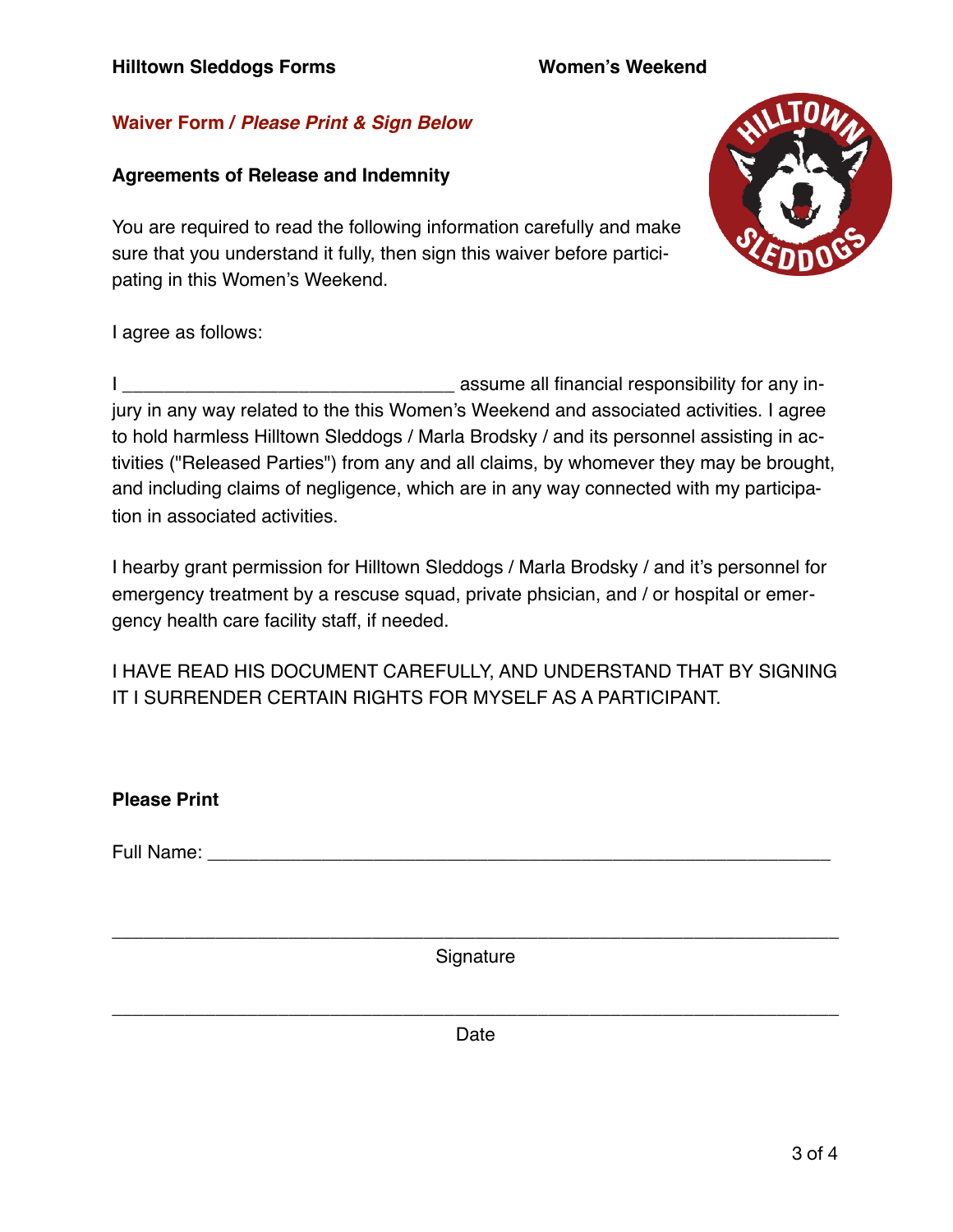**Hilltown Sleddogs Forms** **Women's Weekend**

## Waiver Form / *Please Print & Sign Below*

### Agreements of Release and Indemnity

You are required to read the following information carefully and make sure that you understand it fully, then sign this waiver before participating in this Women's Weekend.

I agree as follows:

I ________________________________ assume all financial responsibility for any injury in any way related to the this Women's Weekend and associated activities. I agree to hold harmless Hilltown Sleddogs / Marla Brodsky / and its personnel assisting in activities ("Released Parties") from any and all claims, by whomever they may be brought, and including claims of negligence, which are in any way connected with my participation in associated activities.

I hearby grant permission for Hilltown Sleddogs / Marla Brodsky / and it's personnel for emergency treatment by a rescue squad, private phsician, and / or hospital or emergency health care facility staff, if needed.

I HAVE READ HIS DOCUMENT CAREFULLY, AND UNDERSTAND THAT BY SIGNING IT I SURRENDER CERTAIN RIGHTS FOR MYSELF AS A PARTICIPANT.

**Please Print**

Full Name: ____________________________________________________________

______________________________________________________________________

Signature

______________________________________________________________________

Date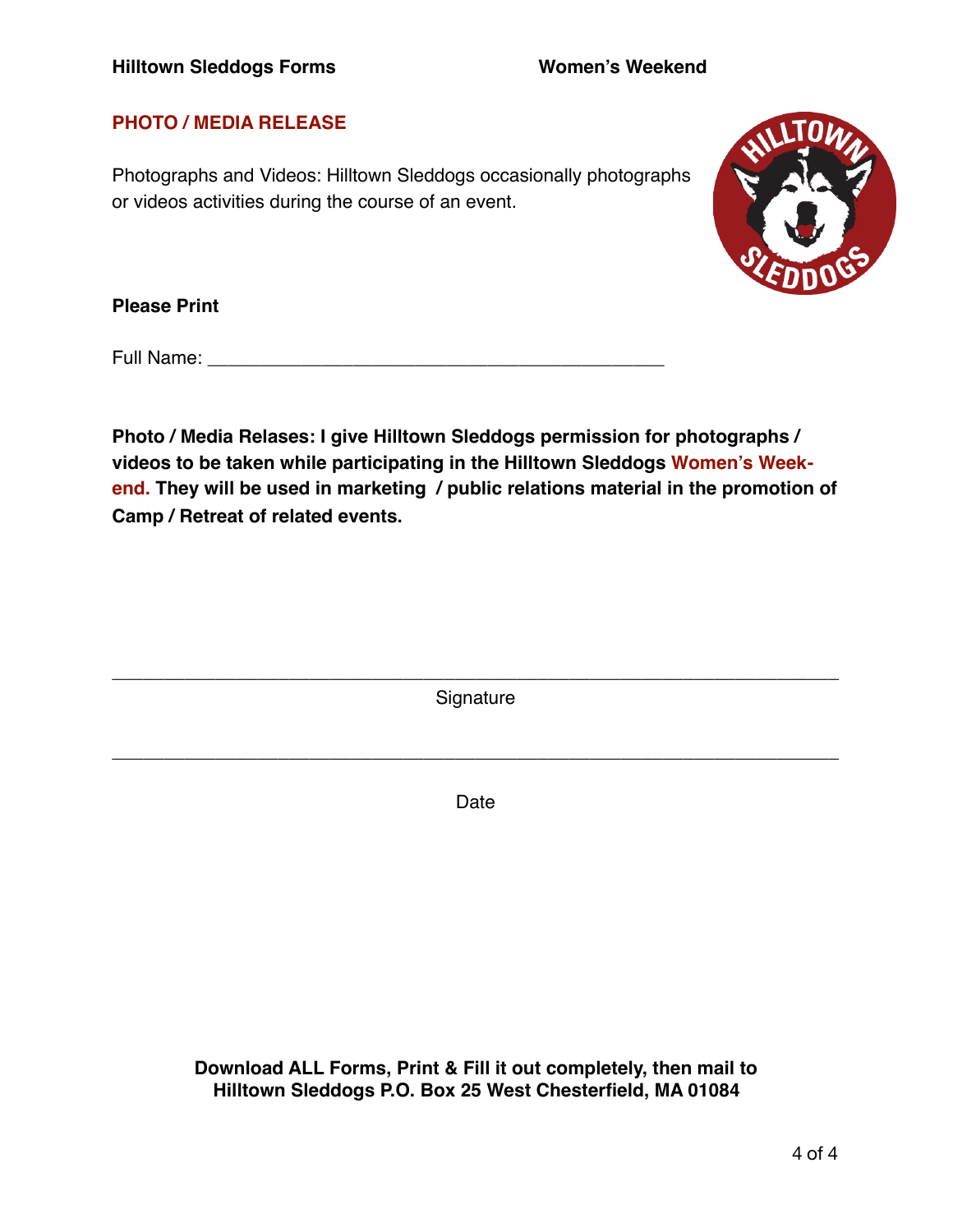## PHOTO / MEDIA RELEASE

Photographs and Videos: Hilltown Sleddogs occasionally photographs or videos activities during the course of an event.

**Please Print**

Full Name: ____________________________________________

**Photo / Media Relases: I give Hilltown Sleddogs permission for photographs / videos to be taken while participating in the Hilltown Sleddogs Women's Weekend. They will be used in marketing / public relations material in the promotion of Camp / Retreat of related events.**

______________________________________________________________________

Signature

______________________________________________________________________

Date

**Download ALL Forms, Print & Fill it out completely, then mail to Hilltown Sleddogs P.O. Box 25 West Chesterfield, MA 01084**